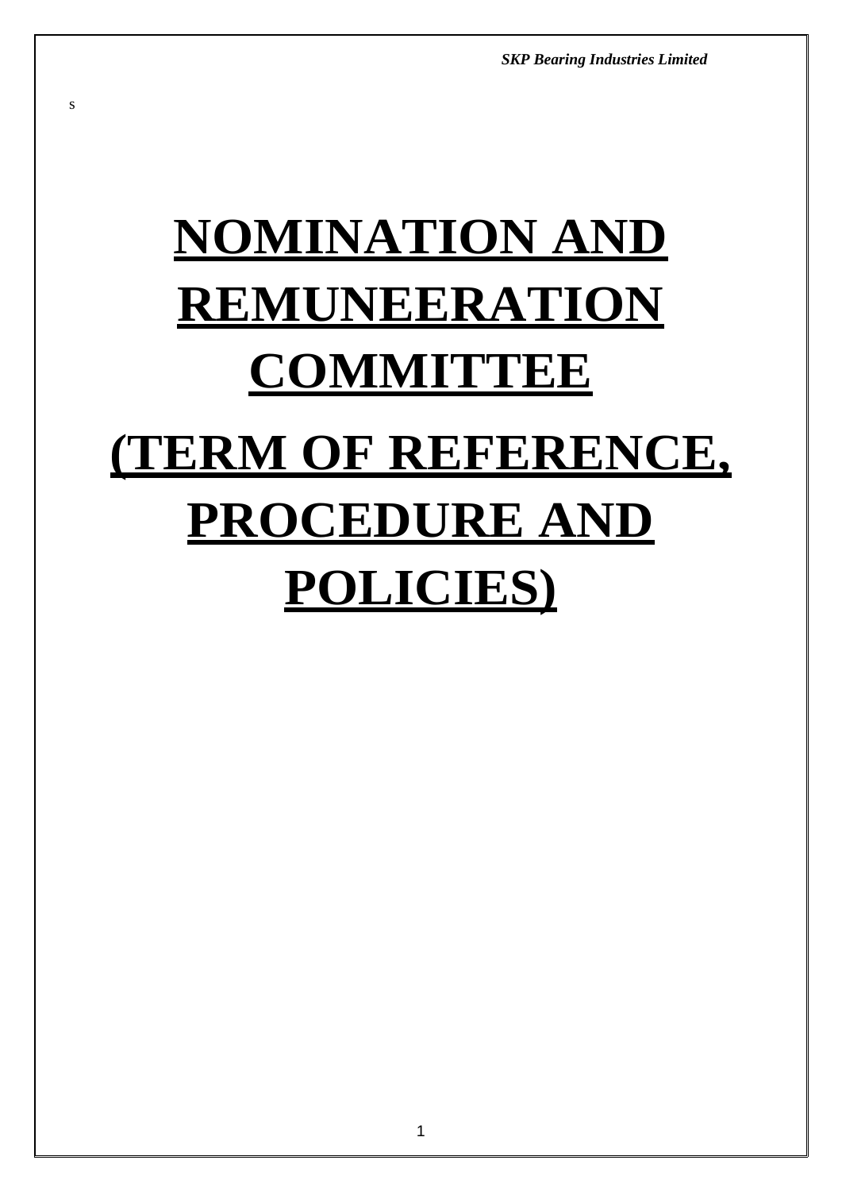s

# NOMINATION AND REMUNEERATION COMMITTEE

# (TERM OF REFERENCE, PROCEDURE AND POLICIES)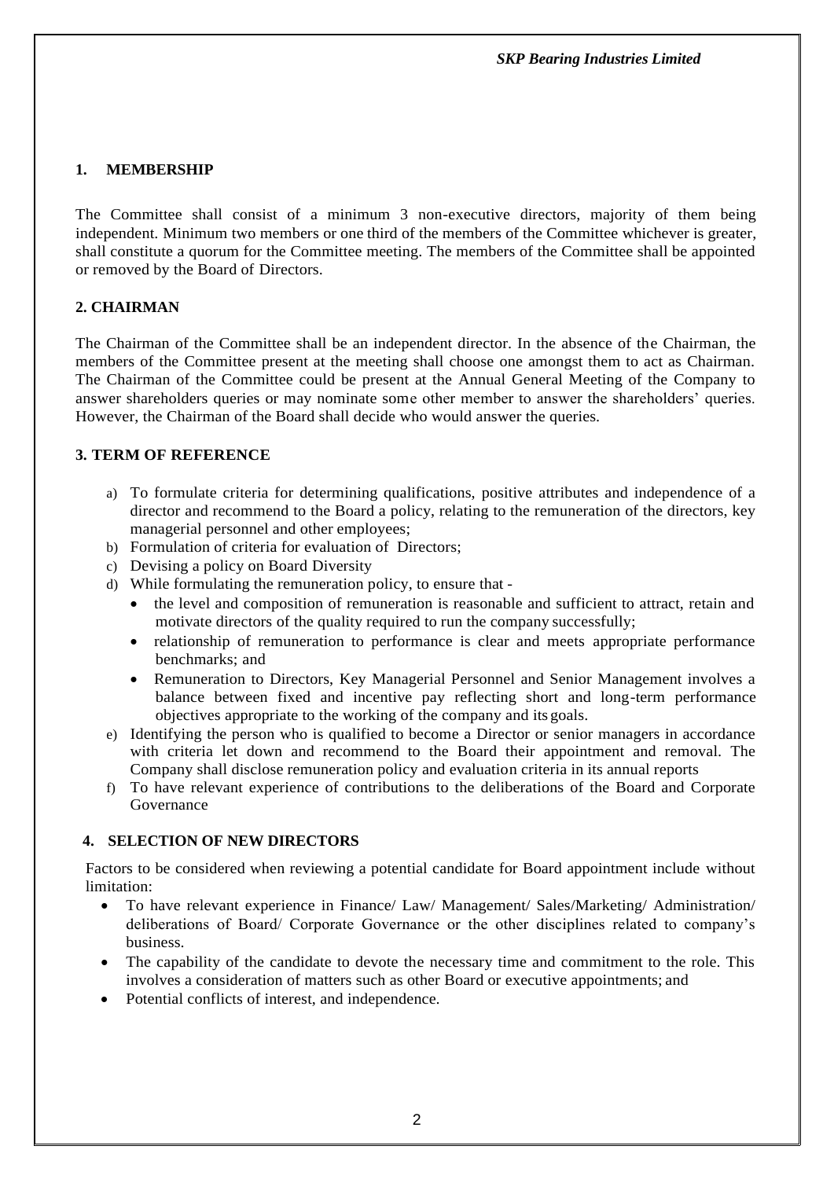## 1. MEMBERSHIP

The Committee shall consist of a minimum 3 non-executive directors, majority of them being independent. Minimum two members or one third of the members of the Committee whichever is greater, shall constitute a quorum for the Committee meeting. The members of the Committee shall be appointed or removed by the Board of Directors.

## 2. CHAIRMAN

The Chairman of the Committee shall be an independent director. In the absence of the Chairman, the members of the Committee present at the meeting shall choose one amongst them to act as Chairman. The Chairman of the Committee could be present at the Annual General Meeting of the Company to answer shareholders queries or may nominate some other member to answer the shareholders' queries. However, the Chairman of the Board shall decide who would answer the queries.

## 3. TERM OF REFERENCE

a) To formulate criteria for determining qualifications, positive attributes and independence of a director and recommend to the Board a policy, relating to the remuneration of the directors, key managerial personnel and other employees;
b) Formulation of criteria for evaluation of Directors;
c) Devising a policy on Board Diversity
d) While formulating the remuneration policy, to ensure that -
   - the level and composition of remuneration is reasonable and sufficient to attract, retain and motivate directors of the quality required to run the company successfully;
   - relationship of remuneration to performance is clear and meets appropriate performance benchmarks; and
   - Remuneration to Directors, Key Managerial Personnel and Senior Management involves a balance between fixed and incentive pay reflecting short and long-term performance objectives appropriate to the working of the company and its goals.
e) Identifying the person who is qualified to become a Director or senior managers in accordance with criteria let down and recommend to the Board their appointment and removal. The Company shall disclose remuneration policy and evaluation criteria in its annual reports
f) To have relevant experience of contributions to the deliberations of the Board and Corporate Governance

## 4. SELECTION OF NEW DIRECTORS

Factors to be considered when reviewing a potential candidate for Board appointment include without limitation:

- To have relevant experience in Finance/ Law/ Management/ Sales/Marketing/ Administration/ deliberations of Board/ Corporate Governance or the other disciplines related to company's business.
- The capability of the candidate to devote the necessary time and commitment to the role. This involves a consideration of matters such as other Board or executive appointments; and
- Potential conflicts of interest, and independence.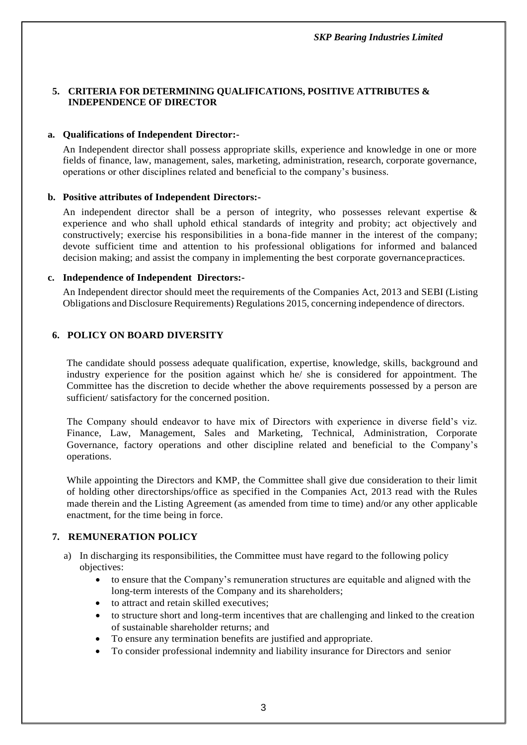## 5. CRITERIA FOR DETERMINING QUALIFICATIONS, POSITIVE ATTRIBUTES & INDEPENDENCE OF DIRECTOR

### a. Qualifications of Independent Director:-

An Independent director shall possess appropriate skills, experience and knowledge in one or more fields of finance, law, management, sales, marketing, administration, research, corporate governance, operations or other disciplines related and beneficial to the company's business.

### b. Positive attributes of Independent Directors:-

An independent director shall be a person of integrity, who possesses relevant expertise & experience and who shall uphold ethical standards of integrity and probity; act objectively and constructively; exercise his responsibilities in a bona-fide manner in the interest of the company; devote sufficient time and attention to his professional obligations for informed and balanced decision making; and assist the company in implementing the best corporate governance practices.

### c. Independence of Independent Directors:-

An Independent director should meet the requirements of the Companies Act, 2013 and SEBI (Listing Obligations and Disclosure Requirements) Regulations 2015, concerning independence of directors.

## 6. POLICY ON BOARD DIVERSITY

The candidate should possess adequate qualification, expertise, knowledge, skills, background and industry experience for the position against which he/ she is considered for appointment. The Committee has the discretion to decide whether the above requirements possessed by a person are sufficient/ satisfactory for the concerned position.

The Company should endeavor to have mix of Directors with experience in diverse field's viz. Finance, Law, Management, Sales and Marketing, Technical, Administration, Corporate Governance, factory operations and other discipline related and beneficial to the Company's operations.

While appointing the Directors and KMP, the Committee shall give due consideration to their limit of holding other directorships/office as specified in the Companies Act, 2013 read with the Rules made therein and the Listing Agreement (as amended from time to time) and/or any other applicable enactment, for the time being in force.

## 7. REMUNERATION POLICY

a) In discharging its responsibilities, the Committee must have regard to the following policy objectives:
   - to ensure that the Company's remuneration structures are equitable and aligned with the long-term interests of the Company and its shareholders;
   - to attract and retain skilled executives;
   - to structure short and long-term incentives that are challenging and linked to the creation of sustainable shareholder returns; and
   - To ensure any termination benefits are justified and appropriate.
   - To consider professional indemnity and liability insurance for Directors and senior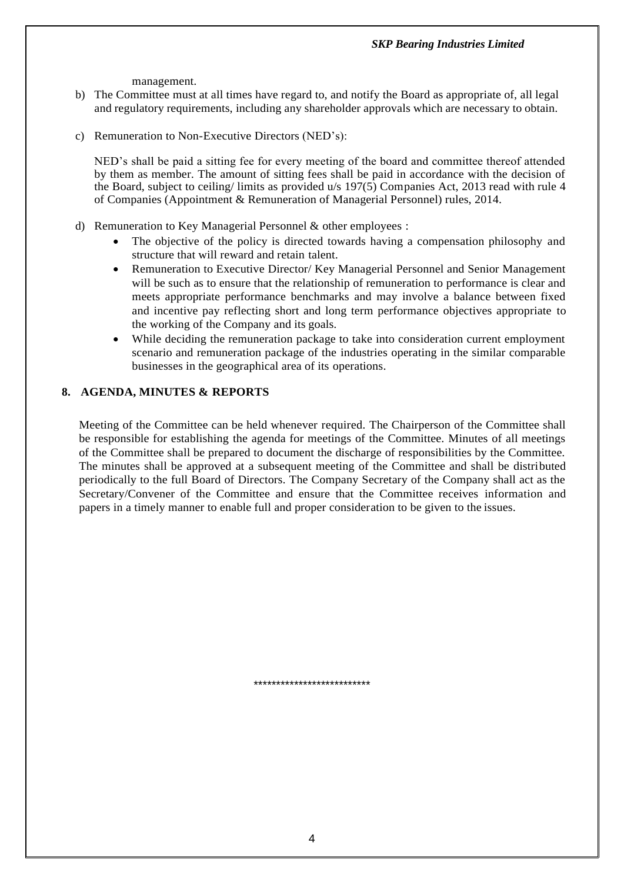management.

b) The Committee must at all times have regard to, and notify the Board as appropriate of, all legal and regulatory requirements, including any shareholder approvals which are necessary to obtain.

c) Remuneration to Non-Executive Directors (NED's):

   NED's shall be paid a sitting fee for every meeting of the board and committee thereof attended by them as member. The amount of sitting fees shall be paid in accordance with the decision of the Board, subject to ceiling/ limits as provided u/s 197(5) Companies Act, 2013 read with rule 4 of Companies (Appointment & Remuneration of Managerial Personnel) rules, 2014.

d) Remuneration to Key Managerial Personnel & other employees :

   - The objective of the policy is directed towards having a compensation philosophy and structure that will reward and retain talent.
   - Remuneration to Executive Director/ Key Managerial Personnel and Senior Management will be such as to ensure that the relationship of remuneration to performance is clear and meets appropriate performance benchmarks and may involve a balance between fixed and incentive pay reflecting short and long term performance objectives appropriate to the working of the Company and its goals.
   - While deciding the remuneration package to take into consideration current employment scenario and remuneration package of the industries operating in the similar comparable businesses in the geographical area of its operations.

## 8. AGENDA, MINUTES & REPORTS

Meeting of the Committee can be held whenever required. The Chairperson of the Committee shall be responsible for establishing the agenda for meetings of the Committee. Minutes of all meetings of the Committee shall be prepared to document the discharge of responsibilities by the Committee. The minutes shall be approved at a subsequent meeting of the Committee and shall be distributed periodically to the full Board of Directors. The Company Secretary of the Company shall act as the Secretary/Convener of the Committee and ensure that the Committee receives information and papers in a timely manner to enable full and proper consideration to be given to the issues.

*************************